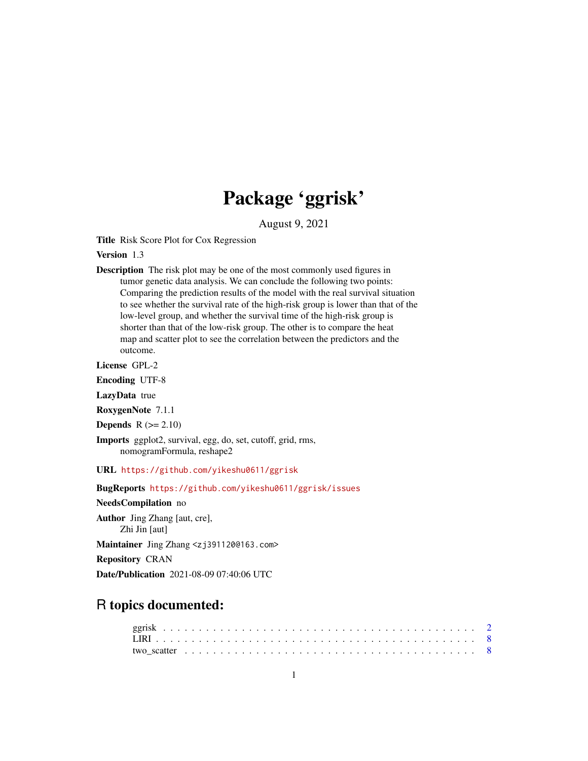# Package 'ggrisk'

August 9, 2021

**Title** Risk Score Plot for Cox Regression

**Version** 1.3

**Description** The risk plot may be one of the most commonly used figures in tumor genetic data analysis. We can conclude the following two points: Comparing the prediction results of the model with the real survival situation to see whether the survival rate of the high-risk group is lower than that of the low-level group, and whether the survival time of the high-risk group is shorter than that of the low-risk group. The other is to compare the heat map and scatter plot to see the correlation between the predictors and the outcome.

**License** GPL-2

**Encoding** UTF-8

**LazyData** true

**RoxygenNote** 7.1.1

**Depends** R (>= 2.10)

**Imports** ggplot2, survival, egg, do, set, cutoff, grid, rms, nomogramFormula, reshape2

**URL** https://github.com/yikeshu0611/ggrisk

**BugReports** https://github.com/yikeshu0611/ggrisk/issues

**NeedsCompilation** no

**Author** Jing Zhang [aut, cre], Zhi Jin [aut]

**Maintainer** Jing Zhang <zj391120@163.com>

**Repository** CRAN

**Date/Publication** 2021-08-09 07:40:06 UTC

## R topics documented:

ggrisk . . . . . . . . . . . . . . . . . . . . . . . . . . . . . . . . . . . . . . . . . . 2
LIRI . . . . . . . . . . . . . . . . . . . . . . . . . . . . . . . . . . . . . . . . . . . 8
two_scatter . . . . . . . . . . . . . . . . . . . . . . . . . . . . . . . . . . . . . . . 8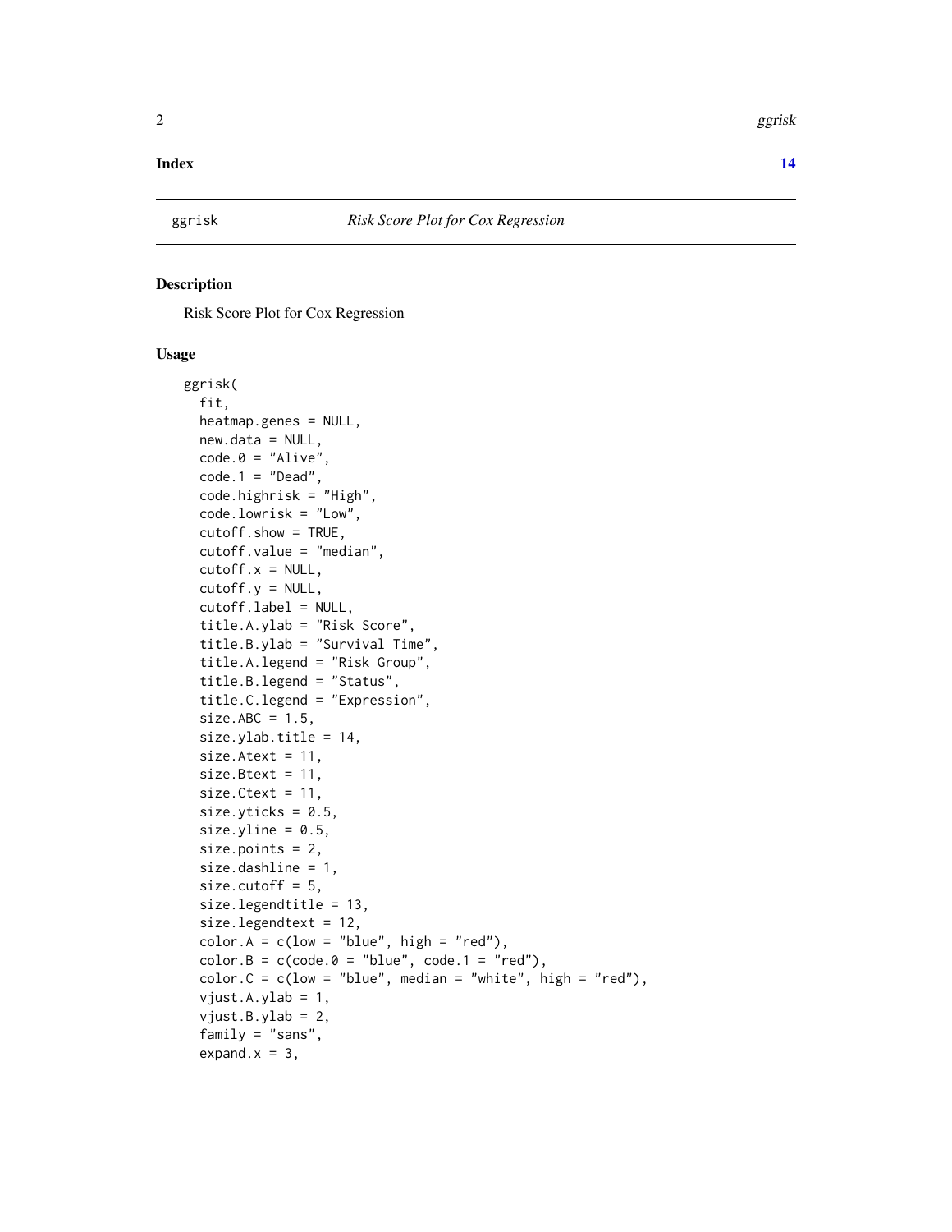**Index** **14**

---

ggrisk *Risk Score Plot for Cox Regression*

---

## Description

Risk Score Plot for Cox Regression

## Usage

```
ggrisk(
  fit,
  heatmap.genes = NULL,
  new.data = NULL,
  code.0 = "Alive",
  code.1 = "Dead",
  code.highrisk = "High",
  code.lowrisk = "Low",
  cutoff.show = TRUE,
  cutoff.value = "median",
  cutoff.x = NULL,
  cutoff.y = NULL,
  cutoff.label = NULL,
  title.A.ylab = "Risk Score",
  title.B.ylab = "Survival Time",
  title.A.legend = "Risk Group",
  title.B.legend = "Status",
  title.C.legend = "Expression",
  size.ABC = 1.5,
  size.ylab.title = 14,
  size.Atext = 11,
  size.Btext = 11,
  size.Ctext = 11,
  size.yticks = 0.5,
  size.yline = 0.5,
  size.points = 2,
  size.dashline = 1,
  size.cutoff = 5,
  size.legendtitle = 13,
  size.legendtext = 12,
  color.A = c(low = "blue", high = "red"),
  color.B = c(code.0 = "blue", code.1 = "red"),
  color.C = c(low = "blue", median = "white", high = "red"),
  vjust.A.ylab = 1,
  vjust.B.ylab = 2,
  family = "sans",
  expand.x = 3,
```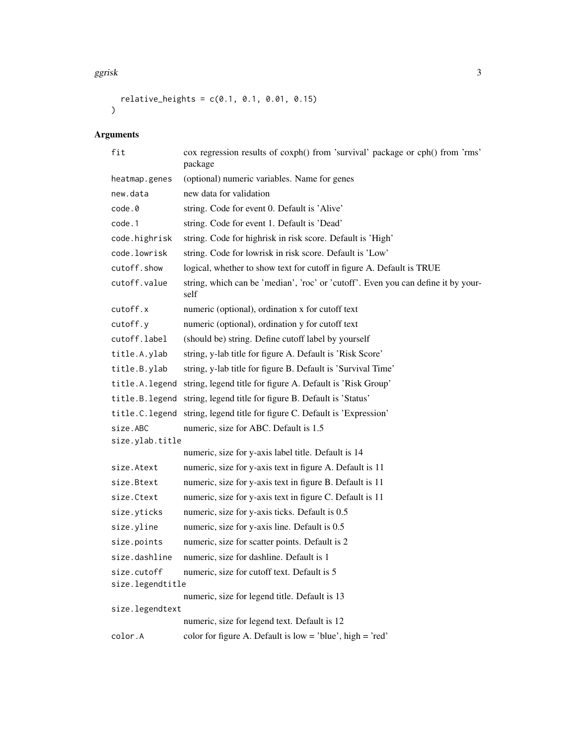```
  relative_heights = c(0.1, 0.1, 0.01, 0.15)
)
```

## Arguments

| Argument | Description |
|---|---|
| `fit` | cox regression results of coxph() from 'survival' package or cph() from 'rms' package |
| `heatmap.genes` | (optional) numeric variables. Name for genes |
| `new.data` | new data for validation |
| `code.0` | string. Code for event 0. Default is 'Alive' |
| `code.1` | string. Code for event 1. Default is 'Dead' |
| `code.highrisk` | string. Code for highrisk in risk score. Default is 'High' |
| `code.lowrisk` | string. Code for lowrisk in risk score. Default is 'Low' |
| `cutoff.show` | logical, whether to show text for cutoff in figure A. Default is TRUE |
| `cutoff.value` | string, which can be 'median', 'roc' or 'cutoff'. Even you can define it by yourself |
| `cutoff.x` | numeric (optional), ordination x for cutoff text |
| `cutoff.y` | numeric (optional), ordination y for cutoff text |
| `cutoff.label` | (should be) string. Define cutoff label by yourself |
| `title.A.ylab` | string, y-lab title for figure A. Default is 'Risk Score' |
| `title.B.ylab` | string, y-lab title for figure B. Default is 'Survival Time' |
| `title.A.legend` | string, legend title for figure A. Default is 'Risk Group' |
| `title.B.legend` | string, legend title for figure B. Default is 'Status' |
| `title.C.legend` | string, legend title for figure C. Default is 'Expression' |
| `size.ABC` | numeric, size for ABC. Default is 1.5 |
| `size.ylab.title` | numeric, size for y-axis label title. Default is 14 |
| `size.Atext` | numeric, size for y-axis text in figure A. Default is 11 |
| `size.Btext` | numeric, size for y-axis text in figure B. Default is 11 |
| `size.Ctext` | numeric, size for y-axis text in figure C. Default is 11 |
| `size.yticks` | numeric, size for y-axis ticks. Default is 0.5 |
| `size.yline` | numeric, size for y-axis line. Default is 0.5 |
| `size.points` | numeric, size for scatter points. Default is 2 |
| `size.dashline` | numeric, size for dashline. Default is 1 |
| `size.cutoff` | numeric, size for cutoff text. Default is 5 |
| `size.legendtitle` | numeric, size for legend title. Default is 13 |
| `size.legendtext` | numeric, size for legend text. Default is 12 |
| `color.A` | color for figure A. Default is low = 'blue', high = 'red' |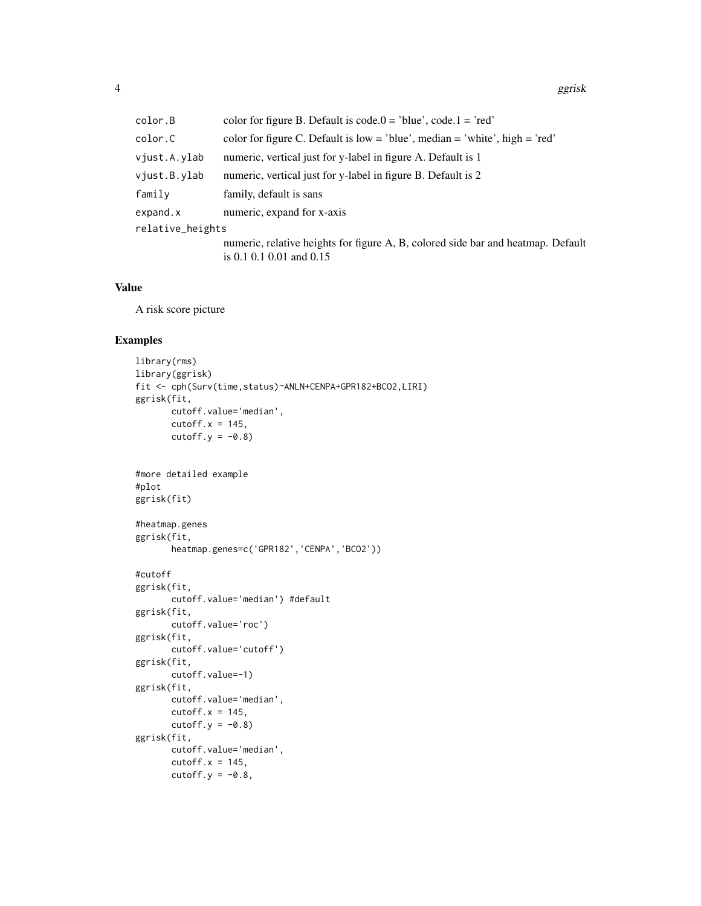| | |
|---|---|
| `color.B` | color for figure B. Default is code.0 = 'blue', code.1 = 'red' |
| `color.C` | color for figure C. Default is low = 'blue', median = 'white', high = 'red' |
| `vjust.A.ylab` | numeric, vertical just for y-label in figure A. Default is 1 |
| `vjust.B.ylab` | numeric, vertical just for y-label in figure B. Default is 2 |
| `family` | family, default is sans |
| `expand.x` | numeric, expand for x-axis |
| `relative_heights` | numeric, relative heights for figure A, B, colored side bar and heatmap. Default is 0.1 0.1 0.01 and 0.15 |

## Value

A risk score picture

## Examples

```
library(rms)
library(ggrisk)
fit <- cph(Surv(time,status)~ANLN+CENPA+GPR182+BCO2,LIRI)
ggrisk(fit,
       cutoff.value='median',
       cutoff.x = 145,
       cutoff.y = -0.8)


#more detailed example
#plot
ggrisk(fit)

#heatmap.genes
ggrisk(fit,
       heatmap.genes=c('GPR182','CENPA','BCO2'))

#cutoff
ggrisk(fit,
       cutoff.value='median') #default
ggrisk(fit,
       cutoff.value='roc')
ggrisk(fit,
       cutoff.value='cutoff')
ggrisk(fit,
       cutoff.value=-1)
ggrisk(fit,
       cutoff.value='median',
       cutoff.x = 145,
       cutoff.y = -0.8)
ggrisk(fit,
       cutoff.value='median',
       cutoff.x = 145,
       cutoff.y = -0.8,
```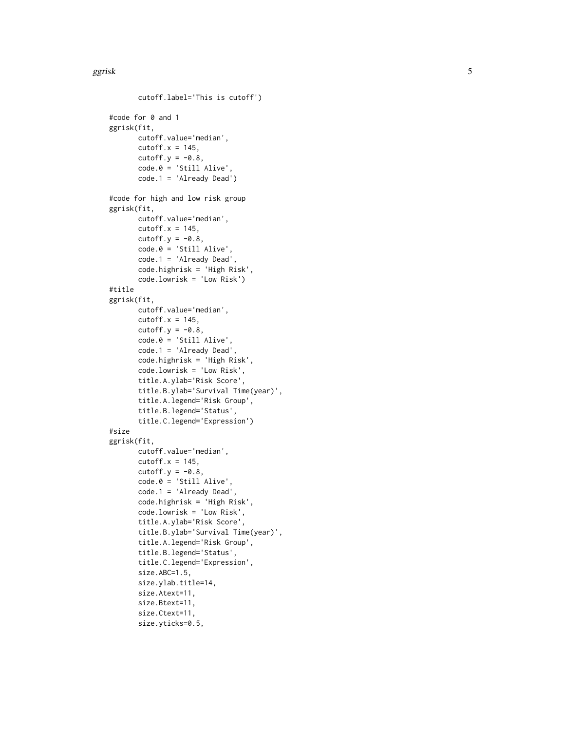```
        cutoff.label='This is cutoff')

#code for 0 and 1
ggrisk(fit,
       cutoff.value='median',
       cutoff.x = 145,
       cutoff.y = -0.8,
       code.0 = 'Still Alive',
       code.1 = 'Already Dead')

#code for high and low risk group
ggrisk(fit,
       cutoff.value='median',
       cutoff.x = 145,
       cutoff.y = -0.8,
       code.0 = 'Still Alive',
       code.1 = 'Already Dead',
       code.highrisk = 'High Risk',
       code.lowrisk = 'Low Risk')
#title
ggrisk(fit,
       cutoff.value='median',
       cutoff.x = 145,
       cutoff.y = -0.8,
       code.0 = 'Still Alive',
       code.1 = 'Already Dead',
       code.highrisk = 'High Risk',
       code.lowrisk = 'Low Risk',
       title.A.ylab='Risk Score',
       title.B.ylab='Survival Time(year)',
       title.A.legend='Risk Group',
       title.B.legend='Status',
       title.C.legend='Expression')
#size
ggrisk(fit,
       cutoff.value='median',
       cutoff.x = 145,
       cutoff.y = -0.8,
       code.0 = 'Still Alive',
       code.1 = 'Already Dead',
       code.highrisk = 'High Risk',
       code.lowrisk = 'Low Risk',
       title.A.ylab='Risk Score',
       title.B.ylab='Survival Time(year)',
       title.A.legend='Risk Group',
       title.B.legend='Status',
       title.C.legend='Expression',
       size.ABC=1.5,
       size.ylab.title=14,
       size.Atext=11,
       size.Btext=11,
       size.Ctext=11,
       size.yticks=0.5,
```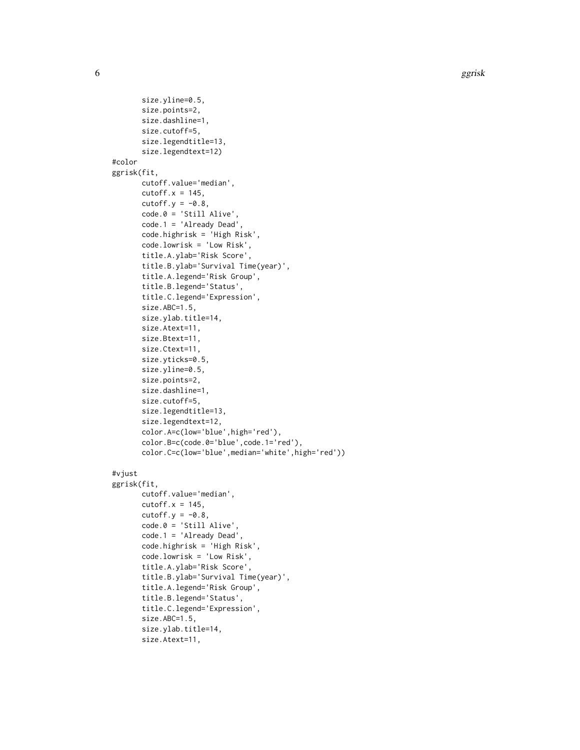```
       size.yline=0.5,
       size.points=2,
       size.dashline=1,
       size.cutoff=5,
       size.legendtitle=13,
       size.legendtext=12)
#color
ggrisk(fit,
       cutoff.value='median',
       cutoff.x = 145,
       cutoff.y = -0.8,
       code.0 = 'Still Alive',
       code.1 = 'Already Dead',
       code.highrisk = 'High Risk',
       code.lowrisk = 'Low Risk',
       title.A.ylab='Risk Score',
       title.B.ylab='Survival Time(year)',
       title.A.legend='Risk Group',
       title.B.legend='Status',
       title.C.legend='Expression',
       size.ABC=1.5,
       size.ylab.title=14,
       size.Atext=11,
       size.Btext=11,
       size.Ctext=11,
       size.yticks=0.5,
       size.yline=0.5,
       size.points=2,
       size.dashline=1,
       size.cutoff=5,
       size.legendtitle=13,
       size.legendtext=12,
       color.A=c(low='blue',high='red'),
       color.B=c(code.0='blue',code.1='red'),
       color.C=c(low='blue',median='white',high='red'))

#vjust
ggrisk(fit,
       cutoff.value='median',
       cutoff.x = 145,
       cutoff.y = -0.8,
       code.0 = 'Still Alive',
       code.1 = 'Already Dead',
       code.highrisk = 'High Risk',
       code.lowrisk = 'Low Risk',
       title.A.ylab='Risk Score',
       title.B.ylab='Survival Time(year)',
       title.A.legend='Risk Group',
       title.B.legend='Status',
       title.C.legend='Expression',
       size.ABC=1.5,
       size.ylab.title=14,
       size.Atext=11,
```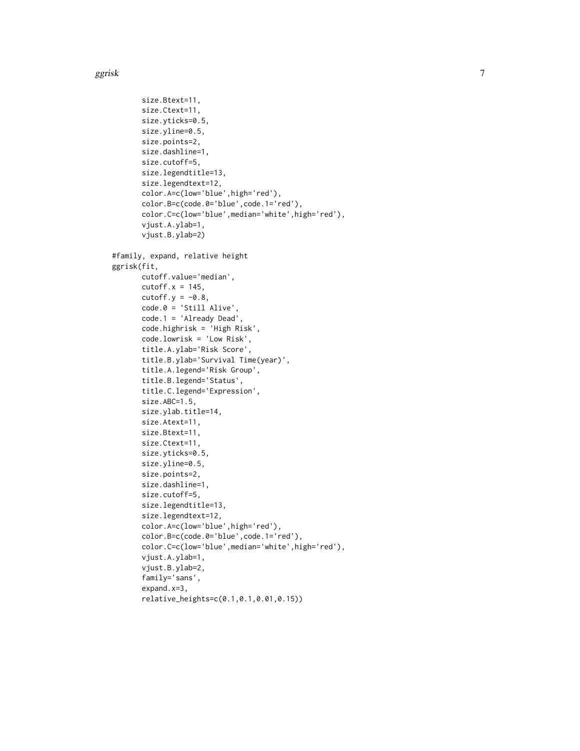```
        size.Btext=11,
        size.Ctext=11,
        size.yticks=0.5,
        size.yline=0.5,
        size.points=2,
        size.dashline=1,
        size.cutoff=5,
        size.legendtitle=13,
        size.legendtext=12,
        color.A=c(low='blue',high='red'),
        color.B=c(code.0='blue',code.1='red'),
        color.C=c(low='blue',median='white',high='red'),
        vjust.A.ylab=1,
        vjust.B.ylab=2)

#family, expand, relative height
ggrisk(fit,
        cutoff.value='median',
        cutoff.x = 145,
        cutoff.y = -0.8,
        code.0 = 'Still Alive',
        code.1 = 'Already Dead',
        code.highrisk = 'High Risk',
        code.lowrisk = 'Low Risk',
        title.A.ylab='Risk Score',
        title.B.ylab='Survival Time(year)',
        title.A.legend='Risk Group',
        title.B.legend='Status',
        title.C.legend='Expression',
        size.ABC=1.5,
        size.ylab.title=14,
        size.Atext=11,
        size.Btext=11,
        size.Ctext=11,
        size.yticks=0.5,
        size.yline=0.5,
        size.points=2,
        size.dashline=1,
        size.cutoff=5,
        size.legendtitle=13,
        size.legendtext=12,
        color.A=c(low='blue',high='red'),
        color.B=c(code.0='blue',code.1='red'),
        color.C=c(low='blue',median='white',high='red'),
        vjust.A.ylab=1,
        vjust.B.ylab=2,
        family='sans',
        expand.x=3,
        relative_heights=c(0.1,0.1,0.01,0.15))
```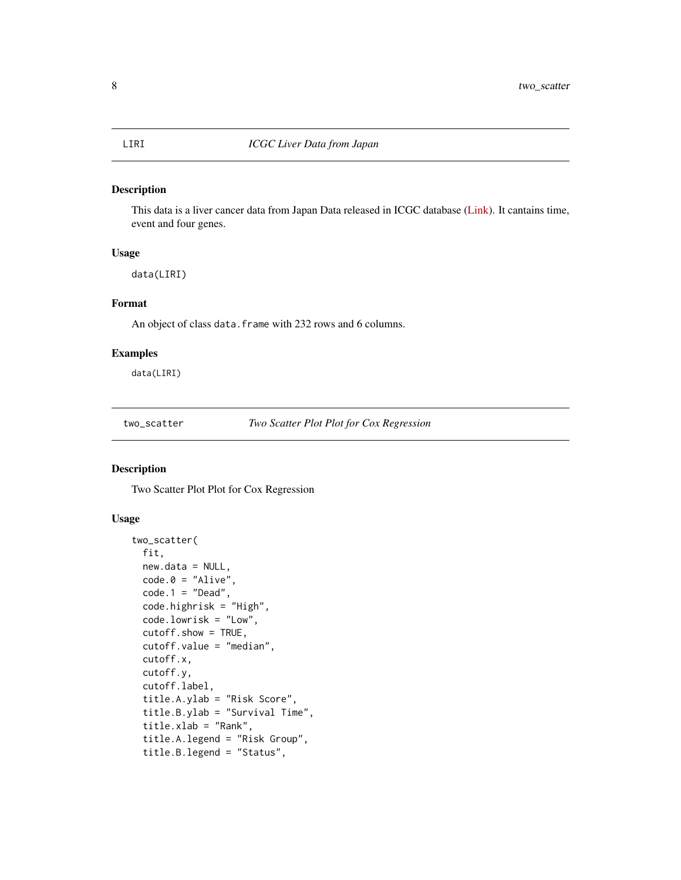## LIRI — *ICGC Liver Data from Japan*

### Description

This data is a liver cancer data from Japan Data released in ICGC database (Link). It cantains time, event and four genes.

### Usage

```
data(LIRI)
```

### Format

An object of class `data.frame` with 232 rows and 6 columns.

### Examples

```
data(LIRI)
```

## two_scatter — *Two Scatter Plot Plot for Cox Regression*

### Description

Two Scatter Plot Plot for Cox Regression

### Usage

```
two_scatter(
  fit,
  new.data = NULL,
  code.0 = "Alive",
  code.1 = "Dead",
  code.highrisk = "High",
  code.lowrisk = "Low",
  cutoff.show = TRUE,
  cutoff.value = "median",
  cutoff.x,
  cutoff.y,
  cutoff.label,
  title.A.ylab = "Risk Score",
  title.B.ylab = "Survival Time",
  title.xlab = "Rank",
  title.A.legend = "Risk Group",
  title.B.legend = "Status",
```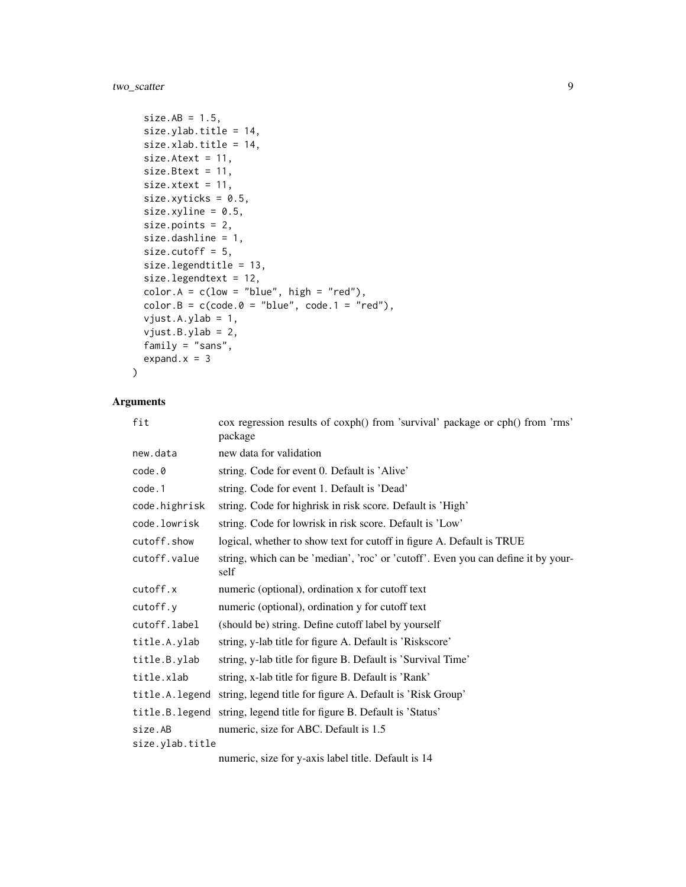```
  size.AB = 1.5,
  size.ylab.title = 14,
  size.xlab.title = 14,
  size.Atext = 11,
  size.Btext = 11,
  size.xtext = 11,
  size.xyticks = 0.5,
  size.xyline = 0.5,
  size.points = 2,
  size.dashline = 1,
  size.cutoff = 5,
  size.legendtitle = 13,
  size.legendtext = 12,
  color.A = c(low = "blue", high = "red"),
  color.B = c(code.0 = "blue", code.1 = "red"),
  vjust.A.ylab = 1,
  vjust.B.ylab = 2,
  family = "sans",
  expand.x = 3
)
```

## Arguments

| | |
|---|---|
| `fit` | cox regression results of coxph() from 'survival' package or cph() from 'rms' package |
| `new.data` | new data for validation |
| `code.0` | string. Code for event 0. Default is 'Alive' |
| `code.1` | string. Code for event 1. Default is 'Dead' |
| `code.highrisk` | string. Code for highrisk in risk score. Default is 'High' |
| `code.lowrisk` | string. Code for lowrisk in risk score. Default is 'Low' |
| `cutoff.show` | logical, whether to show text for cutoff in figure A. Default is TRUE |
| `cutoff.value` | string, which can be 'median', 'roc' or 'cutoff'. Even you can define it by yourself |
| `cutoff.x` | numeric (optional), ordination x for cutoff text |
| `cutoff.y` | numeric (optional), ordination y for cutoff text |
| `cutoff.label` | (should be) string. Define cutoff label by yourself |
| `title.A.ylab` | string, y-lab title for figure A. Default is 'Riskscore' |
| `title.B.ylab` | string, y-lab title for figure B. Default is 'Survival Time' |
| `title.xlab` | string, x-lab title for figure B. Default is 'Rank' |
| `title.A.legend` | string, legend title for figure A. Default is 'Risk Group' |
| `title.B.legend` | string, legend title for figure B. Default is 'Status' |
| `size.AB` | numeric, size for ABC. Default is 1.5 |
| `size.ylab.title` | numeric, size for y-axis label title. Default is 14 |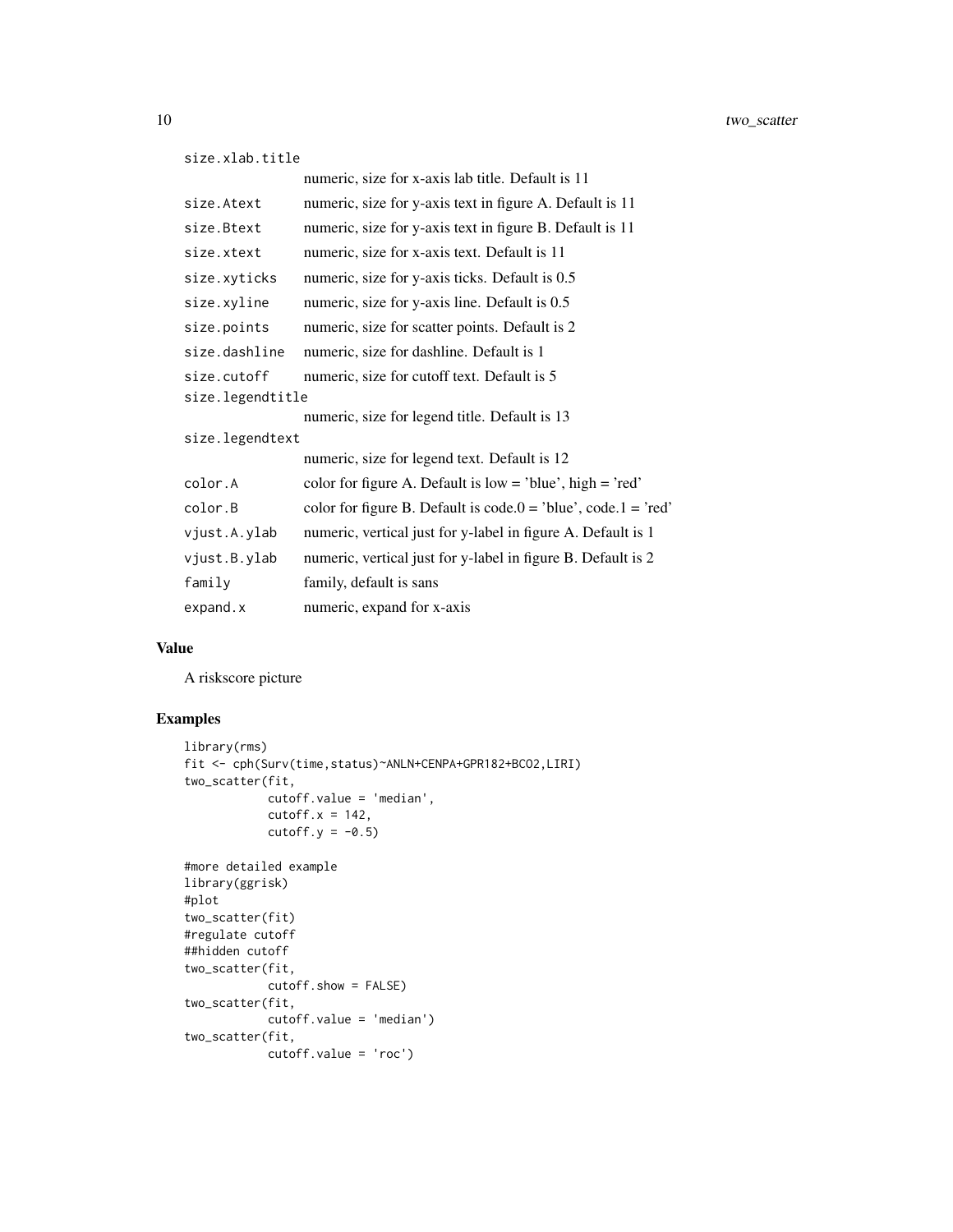| | |
|---|---|
| size.xlab.title | numeric, size for x-axis lab title. Default is 11 |
| size.Atext | numeric, size for y-axis text in figure A. Default is 11 |
| size.Btext | numeric, size for y-axis text in figure B. Default is 11 |
| size.xtext | numeric, size for x-axis text. Default is 11 |
| size.xyticks | numeric, size for y-axis ticks. Default is 0.5 |
| size.xyline | numeric, size for y-axis line. Default is 0.5 |
| size.points | numeric, size for scatter points. Default is 2 |
| size.dashline | numeric, size for dashline. Default is 1 |
| size.cutoff | numeric, size for cutoff text. Default is 5 |
| size.legendtitle | numeric, size for legend title. Default is 13 |
| size.legendtext | numeric, size for legend text. Default is 12 |
| color.A | color for figure A. Default is low = 'blue', high = 'red' |
| color.B | color for figure B. Default is code.0 = 'blue', code.1 = 'red' |
| vjust.A.ylab | numeric, vertical just for y-label in figure A. Default is 1 |
| vjust.B.ylab | numeric, vertical just for y-label in figure B. Default is 2 |
| family | family, default is sans |
| expand.x | numeric, expand for x-axis |

## Value

A riskscore picture

## Examples

```
library(rms)
fit <- cph(Surv(time,status)~ANLN+CENPA+GPR182+BCO2,LIRI)
two_scatter(fit,
            cutoff.value = 'median',
            cutoff.x = 142,
            cutoff.y = -0.5)

#more detailed example
library(ggrisk)
#plot
two_scatter(fit)
#regulate cutoff
##hidden cutoff
two_scatter(fit,
            cutoff.show = FALSE)
two_scatter(fit,
            cutoff.value = 'median')
two_scatter(fit,
            cutoff.value = 'roc')
```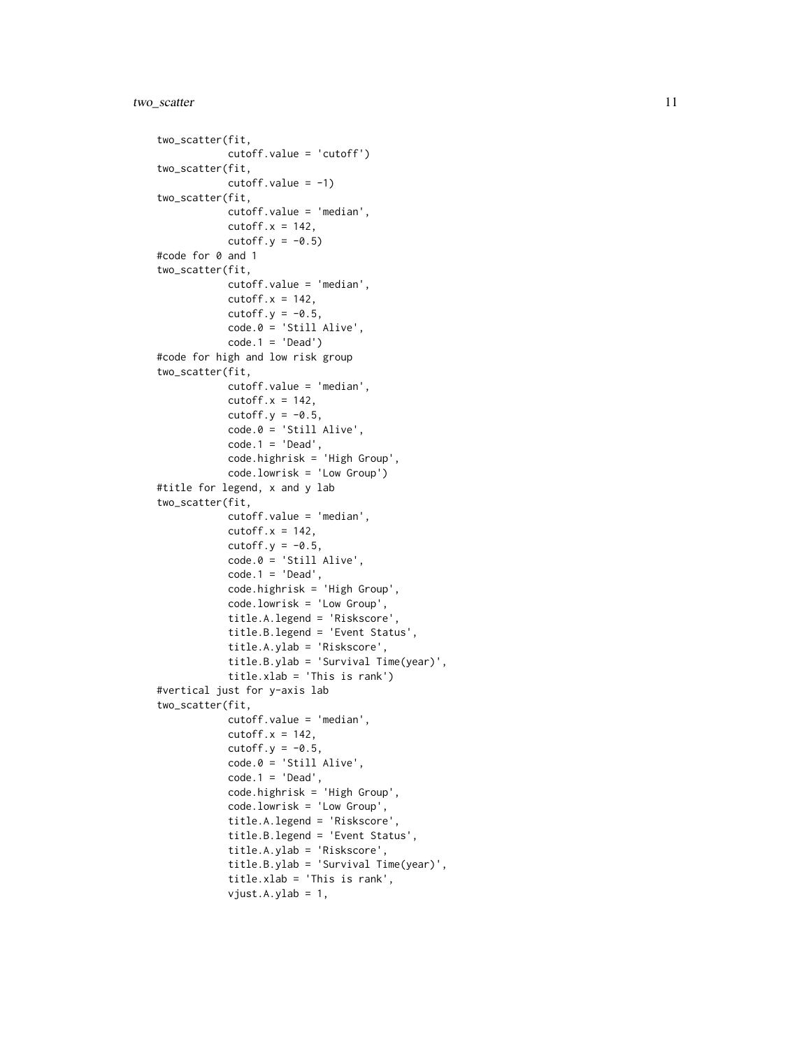```
two_scatter(fit,
            cutoff.value = 'cutoff')
two_scatter(fit,
            cutoff.value = -1)
two_scatter(fit,
            cutoff.value = 'median',
            cutoff.x = 142,
            cutoff.y = -0.5)
#code for 0 and 1
two_scatter(fit,
            cutoff.value = 'median',
            cutoff.x = 142,
            cutoff.y = -0.5,
            code.0 = 'Still Alive',
            code.1 = 'Dead')
#code for high and low risk group
two_scatter(fit,
            cutoff.value = 'median',
            cutoff.x = 142,
            cutoff.y = -0.5,
            code.0 = 'Still Alive',
            code.1 = 'Dead',
            code.highrisk = 'High Group',
            code.lowrisk = 'Low Group')
#title for legend, x and y lab
two_scatter(fit,
            cutoff.value = 'median',
            cutoff.x = 142,
            cutoff.y = -0.5,
            code.0 = 'Still Alive',
            code.1 = 'Dead',
            code.highrisk = 'High Group',
            code.lowrisk = 'Low Group',
            title.A.legend = 'Riskscore',
            title.B.legend = 'Event Status',
            title.A.ylab = 'Riskscore',
            title.B.ylab = 'Survival Time(year)',
            title.xlab = 'This is rank')
#vertical just for y-axis lab
two_scatter(fit,
            cutoff.value = 'median',
            cutoff.x = 142,
            cutoff.y = -0.5,
            code.0 = 'Still Alive',
            code.1 = 'Dead',
            code.highrisk = 'High Group',
            code.lowrisk = 'Low Group',
            title.A.legend = 'Riskscore',
            title.B.legend = 'Event Status',
            title.A.ylab = 'Riskscore',
            title.B.ylab = 'Survival Time(year)',
            title.xlab = 'This is rank',
            vjust.A.ylab = 1,
```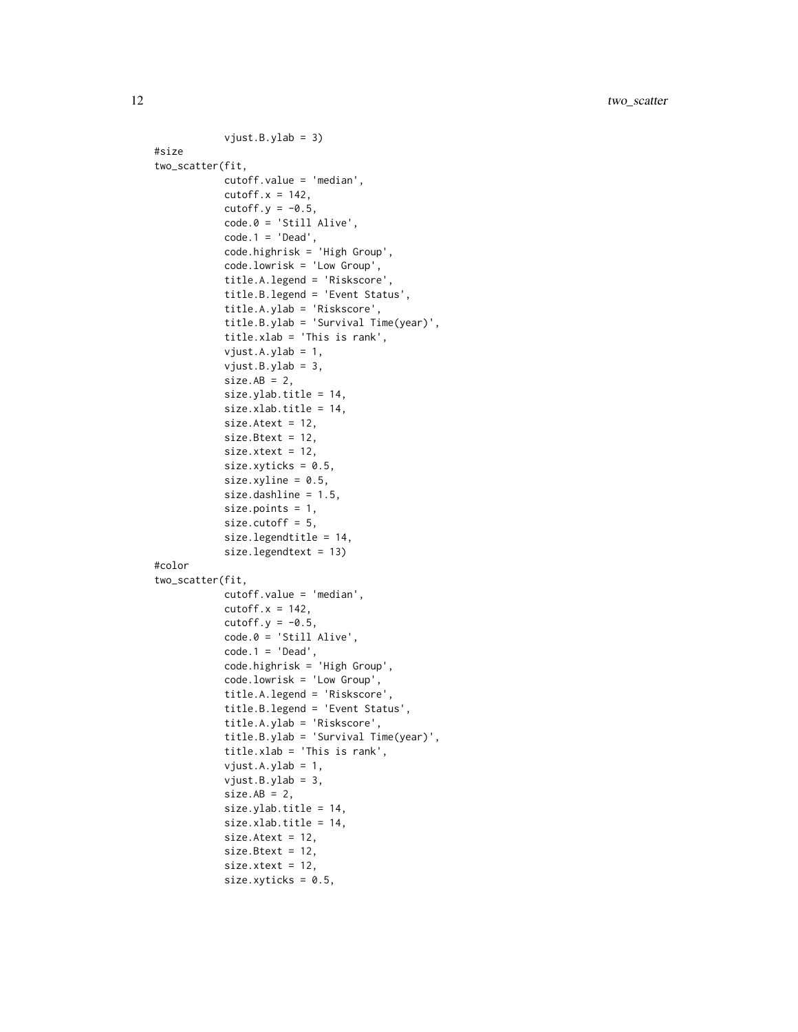```
            vjust.B.ylab = 3)
#size
two_scatter(fit,
            cutoff.value = 'median',
            cutoff.x = 142,
            cutoff.y = -0.5,
            code.0 = 'Still Alive',
            code.1 = 'Dead',
            code.highrisk = 'High Group',
            code.lowrisk = 'Low Group',
            title.A.legend = 'Riskscore',
            title.B.legend = 'Event Status',
            title.A.ylab = 'Riskscore',
            title.B.ylab = 'Survival Time(year)',
            title.xlab = 'This is rank',
            vjust.A.ylab = 1,
            vjust.B.ylab = 3,
            size.AB = 2,
            size.ylab.title = 14,
            size.xlab.title = 14,
            size.Atext = 12,
            size.Btext = 12,
            size.xtext = 12,
            size.xyticks = 0.5,
            size.xyline = 0.5,
            size.dashline = 1.5,
            size.points = 1,
            size.cutoff = 5,
            size.legendtitle = 14,
            size.legendtext = 13)
#color
two_scatter(fit,
            cutoff.value = 'median',
            cutoff.x = 142,
            cutoff.y = -0.5,
            code.0 = 'Still Alive',
            code.1 = 'Dead',
            code.highrisk = 'High Group',
            code.lowrisk = 'Low Group',
            title.A.legend = 'Riskscore',
            title.B.legend = 'Event Status',
            title.A.ylab = 'Riskscore',
            title.B.ylab = 'Survival Time(year)',
            title.xlab = 'This is rank',
            vjust.A.ylab = 1,
            vjust.B.ylab = 3,
            size.AB = 2,
            size.ylab.title = 14,
            size.xlab.title = 14,
            size.Atext = 12,
            size.Btext = 12,
            size.xtext = 12,
            size.xyticks = 0.5,
```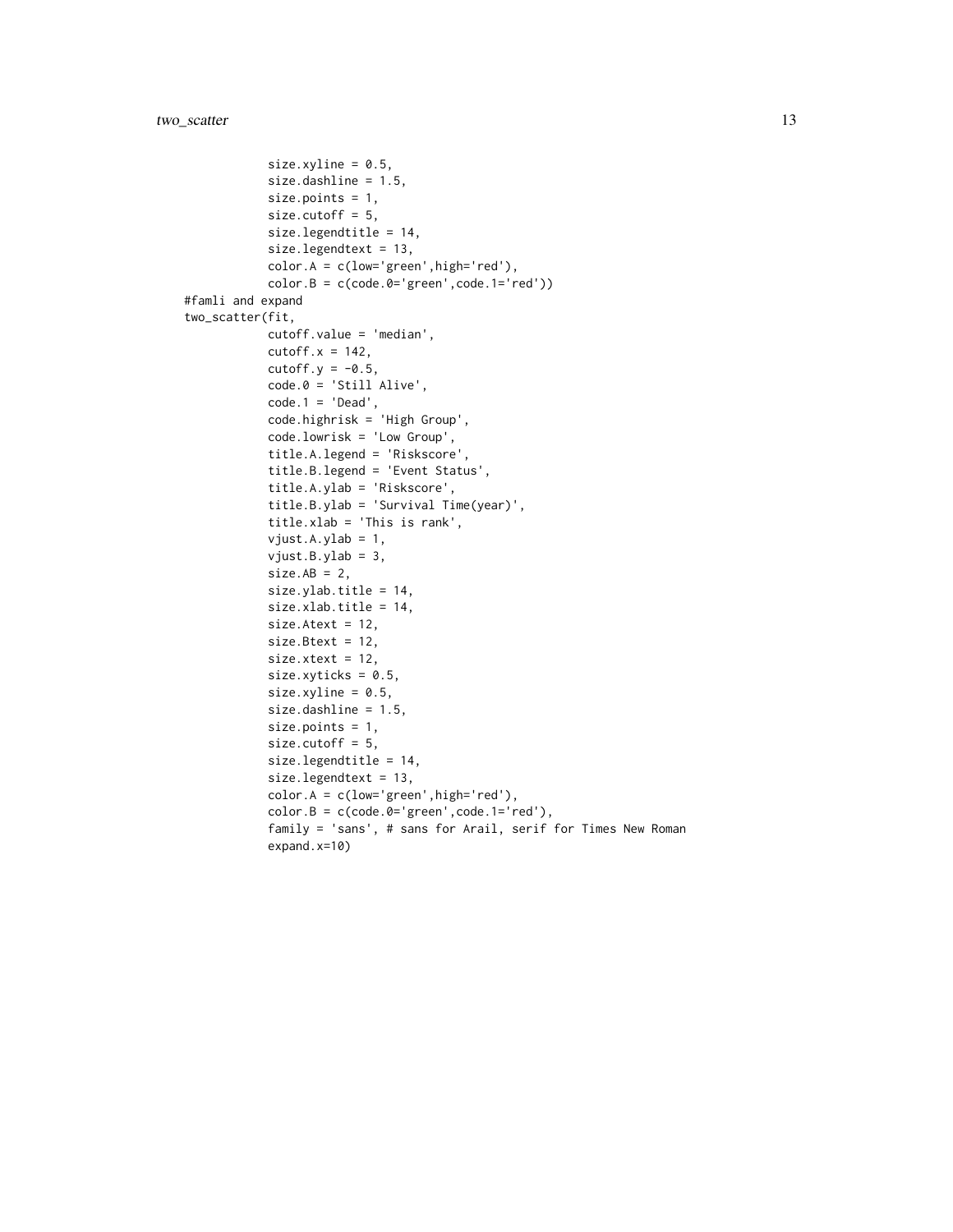```
            size.xyline = 0.5,
            size.dashline = 1.5,
            size.points = 1,
            size.cutoff = 5,
            size.legendtitle = 14,
            size.legendtext = 13,
            color.A = c(low='green',high='red'),
            color.B = c(code.0='green',code.1='red'))
#famli and expand
two_scatter(fit,
            cutoff.value = 'median',
            cutoff.x = 142,
            cutoff.y = -0.5,
            code.0 = 'Still Alive',
            code.1 = 'Dead',
            code.highrisk = 'High Group',
            code.lowrisk = 'Low Group',
            title.A.legend = 'Riskscore',
            title.B.legend = 'Event Status',
            title.A.ylab = 'Riskscore',
            title.B.ylab = 'Survival Time(year)',
            title.xlab = 'This is rank',
            vjust.A.ylab = 1,
            vjust.B.ylab = 3,
            size.AB = 2,
            size.ylab.title = 14,
            size.xlab.title = 14,
            size.Atext = 12,
            size.Btext = 12,
            size.xtext = 12,
            size.xyticks = 0.5,
            size.xyline = 0.5,
            size.dashline = 1.5,
            size.points = 1,
            size.cutoff = 5,
            size.legendtitle = 14,
            size.legendtext = 13,
            color.A = c(low='green',high='red'),
            color.B = c(code.0='green',code.1='red'),
            family = 'sans', # sans for Arail, serif for Times New Roman
            expand.x=10)
```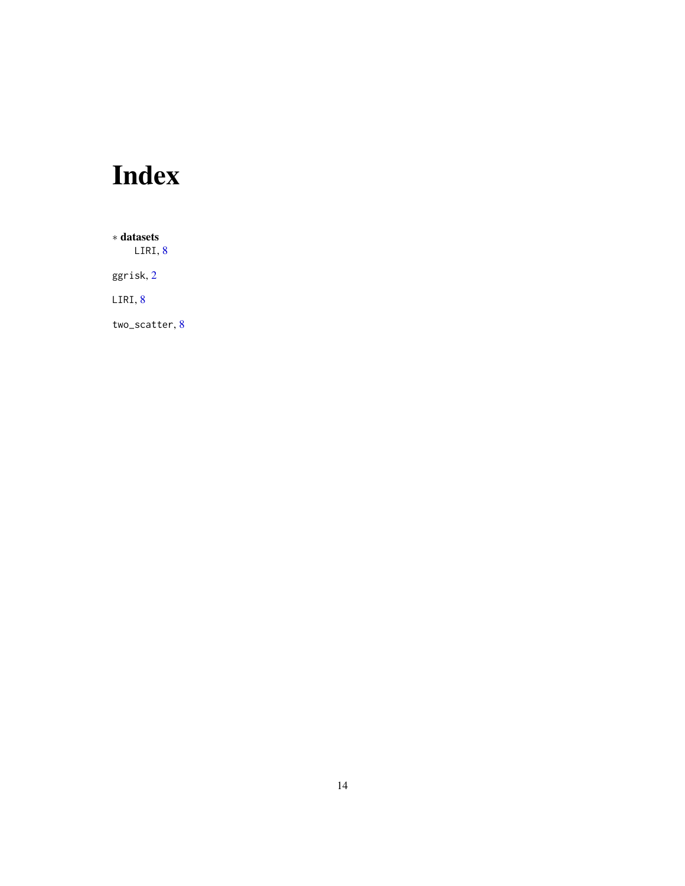# Index

∗ **datasets**
    LIRI, 8

ggrisk, 2

LIRI, 8

two_scatter, 8